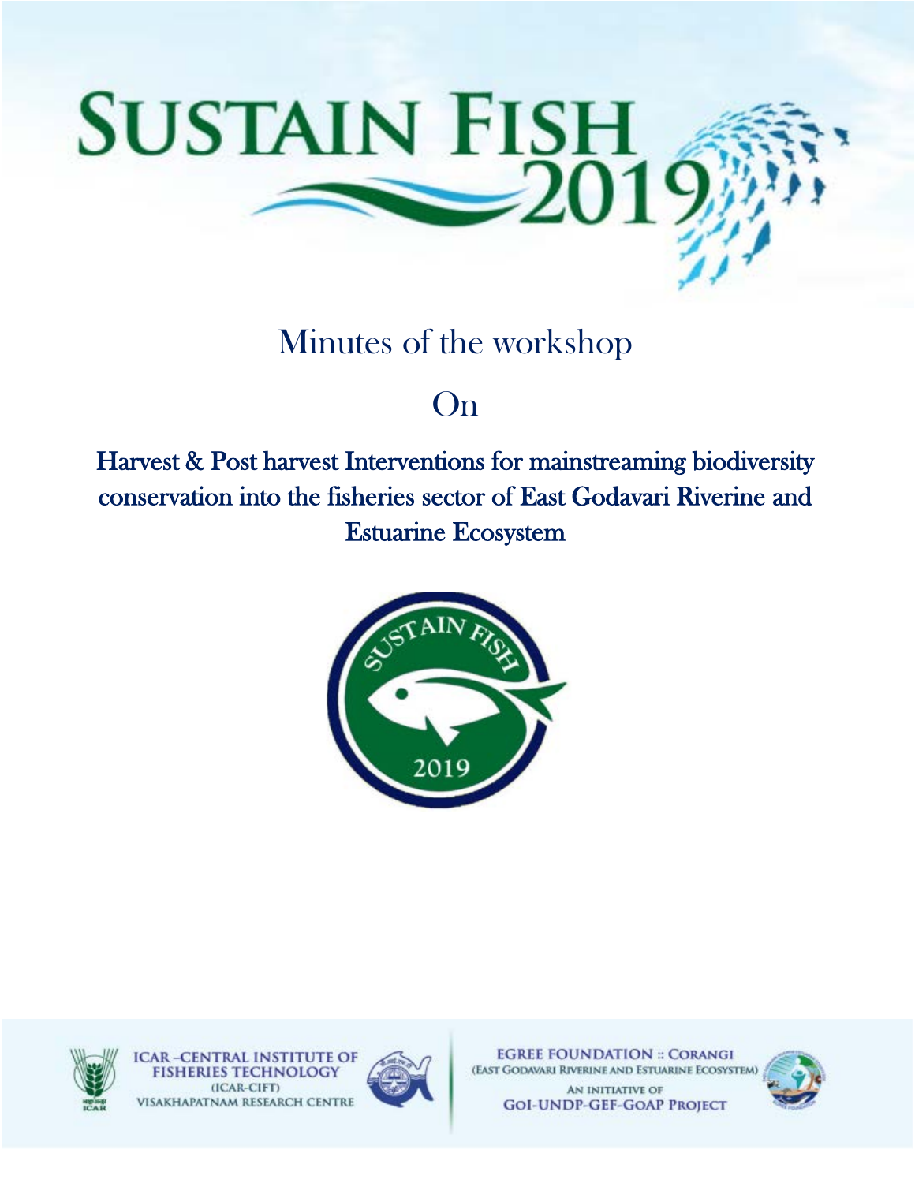# SUSTAIN FISH 2019

## Minutes of the workshop

## On

## Harvest & Post harvest Interventions for mainstreaming biodiversity conservation into the fisheries sector of East Godavari Riverine and Estuarine Ecosystem

SUSTAIN FISH 2019

ICAR –CENTRAL INSTITUTE OF FISHERIES TECHNOLOGY (ICAR-CIFT) VISAKHAPATNAM RESEARCH CENTRE

EGREE FOUNDATION :: CORANGI (EAST GODAVARI RIVERINE AND ESTUARINE ECOSYSTEM) AN INITIATIVE OF GOI-UNDP-GEF-GOAP PROJECT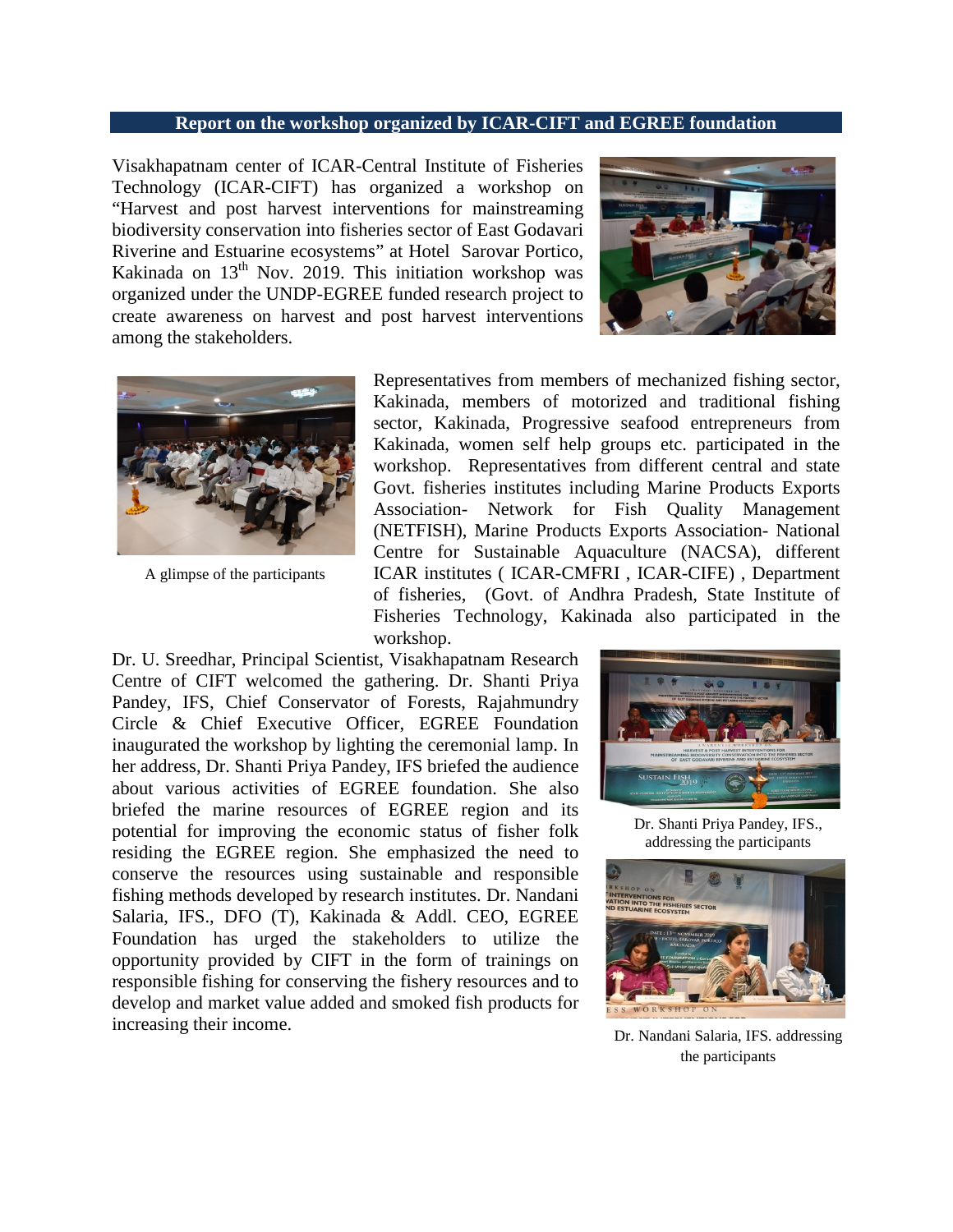## Report on the workshop organized by ICAR-CIFT and EGREE foundation

Visakhapatnam center of ICAR-Central Institute of Fisheries Technology (ICAR-CIFT) has organized a workshop on "Harvest and post harvest interventions for mainstreaming biodiversity conservation into fisheries sector of East Godavari Riverine and Estuarine ecosystems" at Hotel Sarovar Portico, Kakinada on 13th Nov. 2019. This initiation workshop was organized under the UNDP-EGREE funded research project to create awareness on harvest and post harvest interventions among the stakeholders.

A glimpse of the participants

Representatives from members of mechanized fishing sector, Kakinada, members of motorized and traditional fishing sector, Kakinada, Progressive seafood entrepreneurs from Kakinada, women self help groups etc. participated in the workshop. Representatives from different central and state Govt. fisheries institutes including Marine Products Exports Association- Network for Fish Quality Management (NETFISH), Marine Products Exports Association- National Centre for Sustainable Aquaculture (NACSA), different ICAR institutes ( ICAR-CMFRI , ICAR-CIFE) , Department of fisheries, (Govt. of Andhra Pradesh, State Institute of Fisheries Technology, Kakinada also participated in the workshop.

Dr. U. Sreedhar, Principal Scientist, Visakhapatnam Research Centre of CIFT welcomed the gathering. Dr. Shanti Priya Pandey, IFS, Chief Conservator of Forests, Rajahmundry Circle & Chief Executive Officer, EGREE Foundation inaugurated the workshop by lighting the ceremonial lamp. In her address, Dr. Shanti Priya Pandey, IFS briefed the audience about various activities of EGREE foundation. She also briefed the marine resources of EGREE region and its potential for improving the economic status of fisher folk residing the EGREE region. She emphasized the need to conserve the resources using sustainable and responsible fishing methods developed by research institutes. Dr. Nandani Salaria, IFS., DFO (T), Kakinada & Addl. CEO, EGREE Foundation has urged the stakeholders to utilize the opportunity provided by CIFT in the form of trainings on responsible fishing for conserving the fishery resources and to develop and market value added and smoked fish products for increasing their income.

Dr. Shanti Priya Pandey, IFS., addressing the participants

Dr. Nandani Salaria, IFS. addressing the participants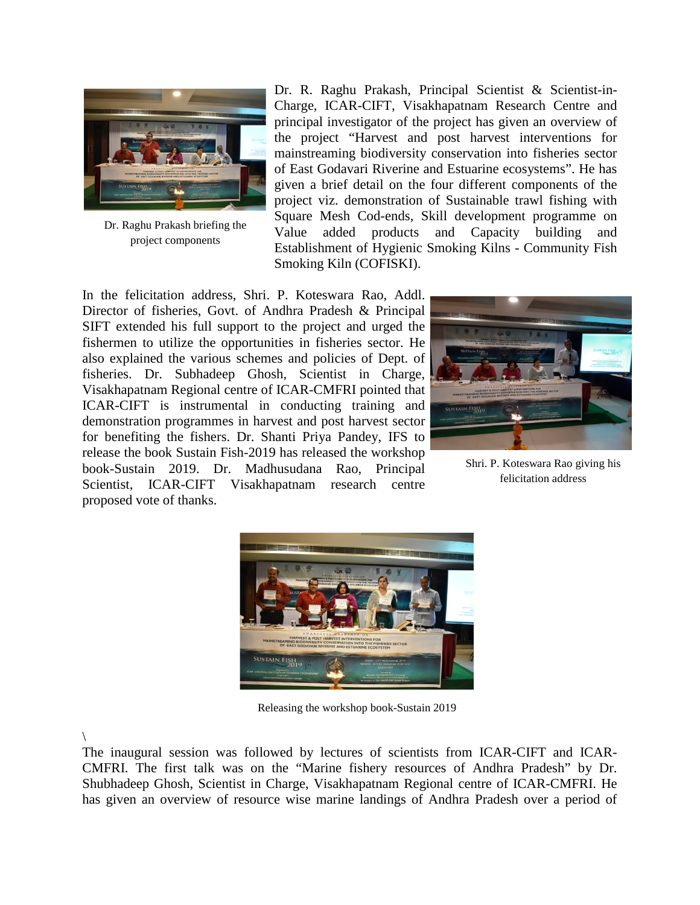Dr. Raghu Prakash briefing the project components

Dr. R. Raghu Prakash, Principal Scientist & Scientist-in-Charge, ICAR-CIFT, Visakhapatnam Research Centre and principal investigator of the project has given an overview of the project "Harvest and post harvest interventions for mainstreaming biodiversity conservation into fisheries sector of East Godavari Riverine and Estuarine ecosystems". He has given a brief detail on the four different components of the project viz. demonstration of Sustainable trawl fishing with Square Mesh Cod-ends, Skill development programme on Value added products and Capacity building and Establishment of Hygienic Smoking Kilns - Community Fish Smoking Kiln (COFISKI).

In the felicitation address, Shri. P. Koteswara Rao, Addl. Director of fisheries, Govt. of Andhra Pradesh & Principal SIFT extended his full support to the project and urged the fishermen to utilize the opportunities in fisheries sector. He also explained the various schemes and policies of Dept. of fisheries. Dr. Subhadeep Ghosh, Scientist in Charge, Visakhapatnam Regional centre of ICAR-CMFRI pointed that ICAR-CIFT is instrumental in conducting training and demonstration programmes in harvest and post harvest sector for benefiting the fishers. Dr. Shanti Priya Pandey, IFS to release the book Sustain Fish-2019 has released the workshop book-Sustain 2019. Dr. Madhusudana Rao, Principal Scientist, ICAR-CIFT Visakhapatnam research centre proposed vote of thanks.

Shri. P. Koteswara Rao giving his felicitation address

Releasing the workshop book-Sustain 2019

\

The inaugural session was followed by lectures of scientists from ICAR-CIFT and ICAR-CMFRI. The first talk was on the "Marine fishery resources of Andhra Pradesh" by Dr. Shubhadeep Ghosh, Scientist in Charge, Visakhapatnam Regional centre of ICAR-CMFRI. He has given an overview of resource wise marine landings of Andhra Pradesh over a period of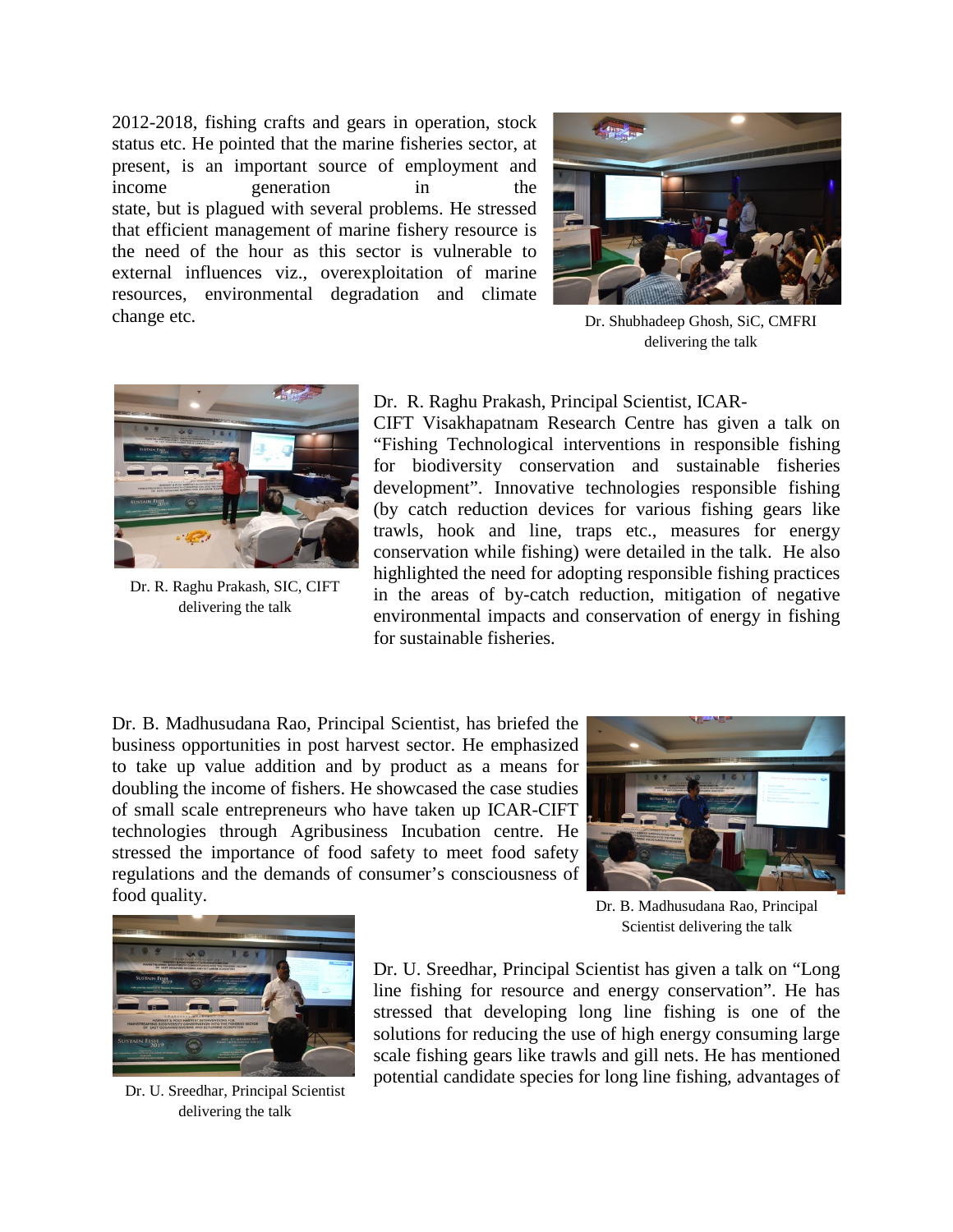2012-2018, fishing crafts and gears in operation, stock status etc. He pointed that the marine fisheries sector, at present, is an important source of employment and income generation in the state, but is plagued with several problems. He stressed that efficient management of marine fishery resource is the need of the hour as this sector is vulnerable to external influences viz., overexploitation of marine resources, environmental degradation and climate change etc.

Dr. Shubhadeep Ghosh, SiC, CMFRI delivering the talk

Dr. R. Raghu Prakash, Principal Scientist, ICAR-CIFT Visakhapatnam Research Centre has given a talk on "Fishing Technological interventions in responsible fishing for biodiversity conservation and sustainable fisheries development". Innovative technologies responsible fishing (by catch reduction devices for various fishing gears like trawls, hook and line, traps etc., measures for energy conservation while fishing) were detailed in the talk. He also highlighted the need for adopting responsible fishing practices in the areas of by-catch reduction, mitigation of negative environmental impacts and conservation of energy in fishing for sustainable fisheries.

Dr. R. Raghu Prakash, SIC, CIFT delivering the talk

Dr. B. Madhusudana Rao, Principal Scientist, has briefed the business opportunities in post harvest sector. He emphasized to take up value addition and by product as a means for doubling the income of fishers. He showcased the case studies of small scale entrepreneurs who have taken up ICAR-CIFT technologies through Agribusiness Incubation centre. He stressed the importance of food safety to meet food safety regulations and the demands of consumer's consciousness of food quality.

Dr. B. Madhusudana Rao, Principal Scientist delivering the talk

Dr. U. Sreedhar, Principal Scientist has given a talk on "Long line fishing for resource and energy conservation". He has stressed that developing long line fishing is one of the solutions for reducing the use of high energy consuming large scale fishing gears like trawls and gill nets. He has mentioned potential candidate species for long line fishing, advantages of

Dr. U. Sreedhar, Principal Scientist delivering the talk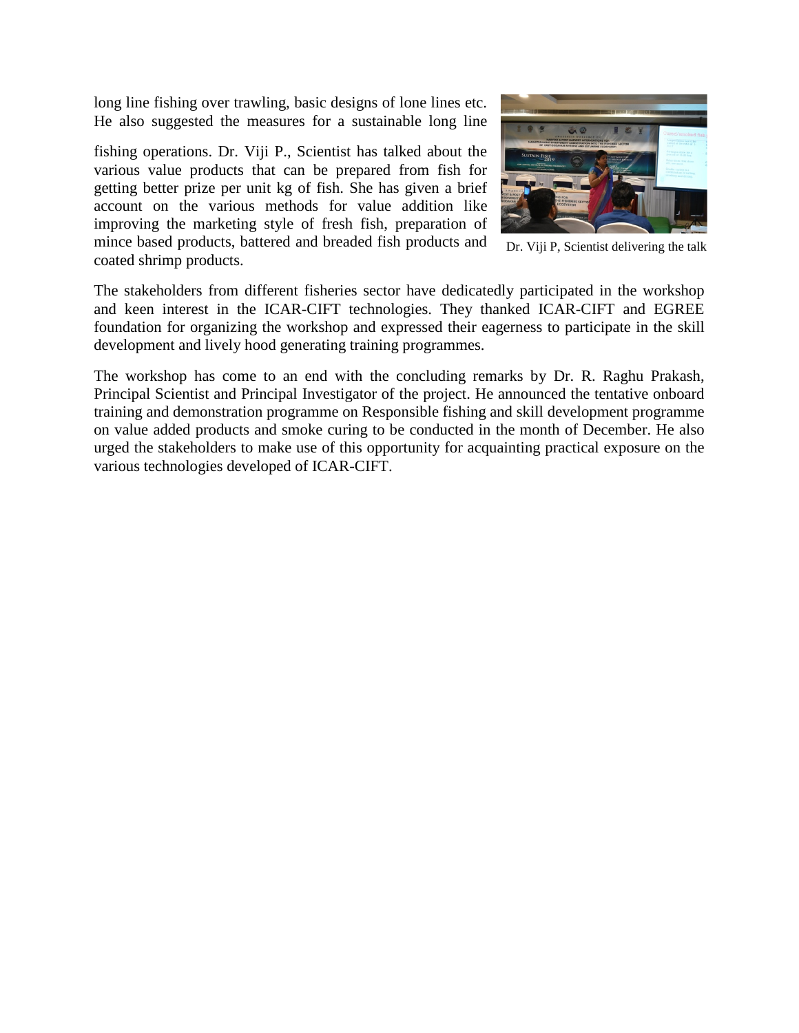long line fishing over trawling, basic designs of lone lines etc. He also suggested the measures for a sustainable long line fishing operations. Dr. Viji P., Scientist has talked about the various value products that can be prepared from fish for getting better prize per unit kg of fish. She has given a brief account on the various methods for value addition like improving the marketing style of fresh fish, preparation of mince based products, battered and breaded fish products and coated shrimp products.

Dr. Viji P, Scientist delivering the talk

The stakeholders from different fisheries sector have dedicatedly participated in the workshop and keen interest in the ICAR-CIFT technologies. They thanked ICAR-CIFT and EGREE foundation for organizing the workshop and expressed their eagerness to participate in the skill development and lively hood generating training programmes.

The workshop has come to an end with the concluding remarks by Dr. R. Raghu Prakash, Principal Scientist and Principal Investigator of the project. He announced the tentative onboard training and demonstration programme on Responsible fishing and skill development programme on value added products and smoke curing to be conducted in the month of December. He also urged the stakeholders to make use of this opportunity for acquainting practical exposure on the various technologies developed of ICAR-CIFT.